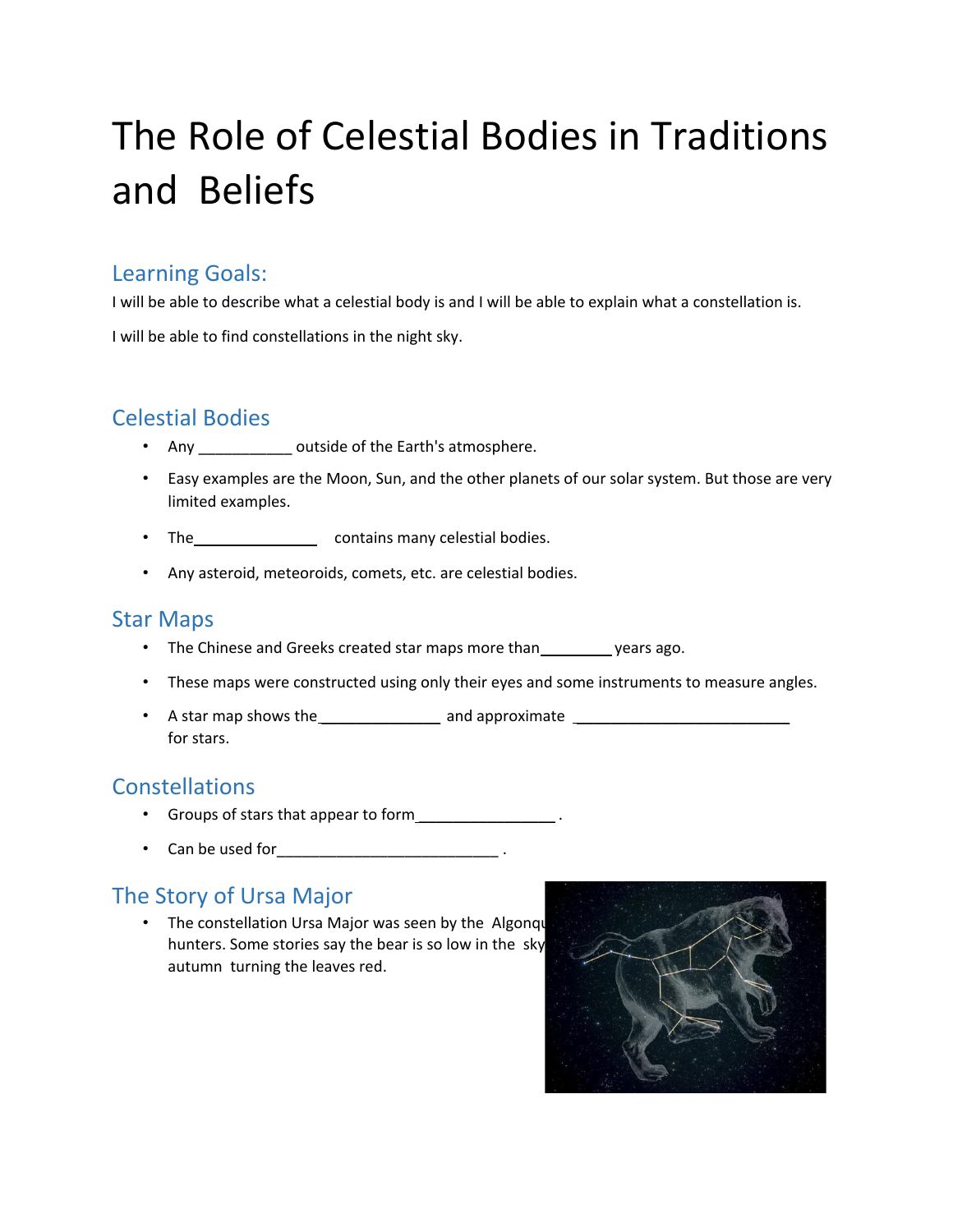# The Role of Celestial Bodies in Traditions and Beliefs

## Learning Goals:

I will be able to describe what a celestial body is and I will be able to explain what a constellation is.

I will be able to find constellations in the night sky.

## Celestial Bodies

- Any ___________ outside of the Earth's atmosphere.
- Easy examples are the Moon, Sun, and the other planets of our solar system. But those are very limited examples.
- The_______________ contains many celestial bodies.
- Any asteroid, meteoroids, comets, etc. are celestial bodies.

## Star Maps

- The Chinese and Greeks created star maps more than_________ years ago.
- These maps were constructed using only their eyes and some instruments to measure angles.
- A star map shows the_______________ and approximate ___________________________ for stars.

## Constellations

- Groups of stars that appear to form_________________ .
- Can be used for___________________________ .

## The Story of Ursa Major

- The constellation Ursa Major was seen by the Algonqu hunters. Some stories say the bear is so low in the sky autumn turning the leaves red.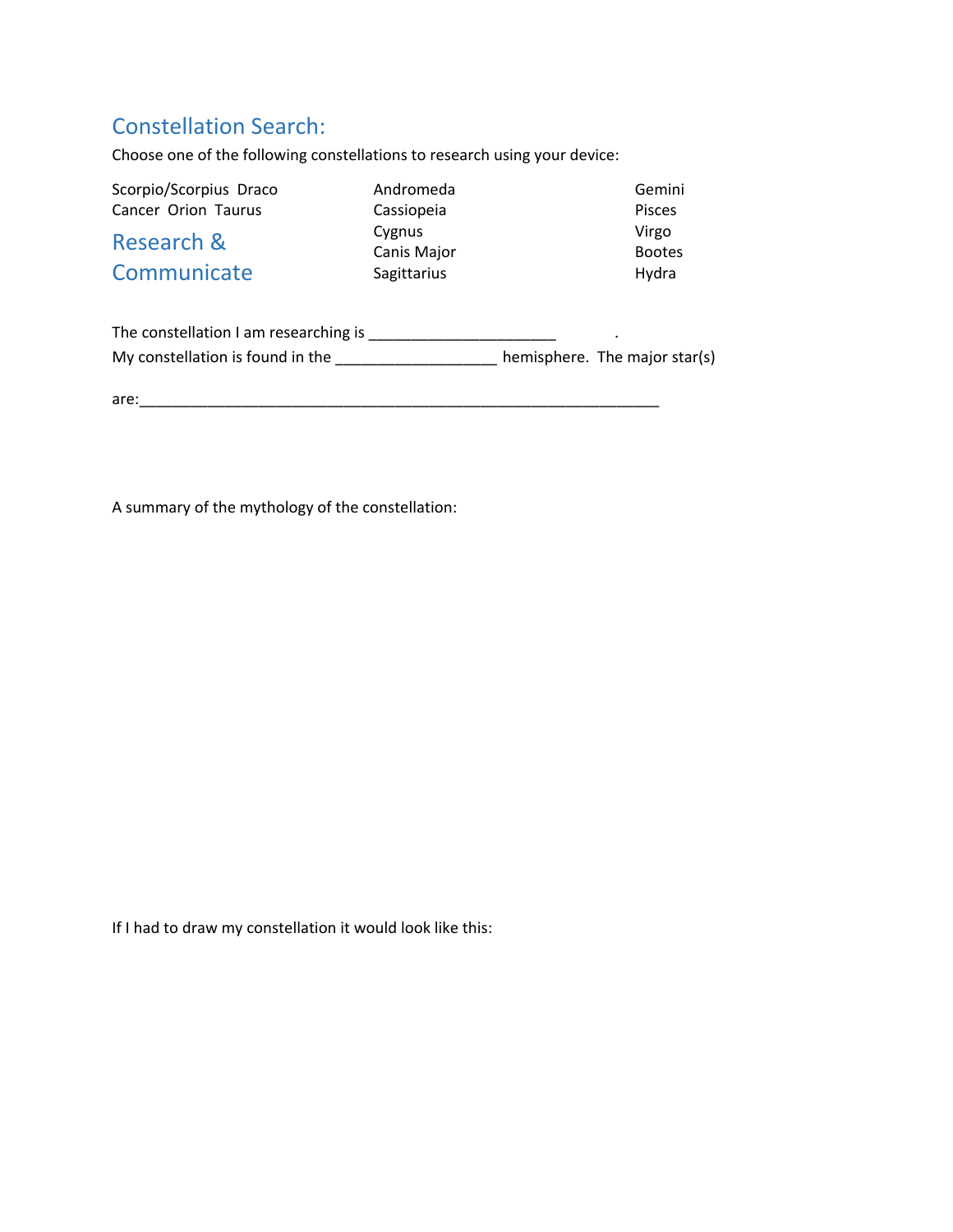## Constellation Search:

Choose one of the following constellations to research using your device:

| | | |
|---|---|---|
| Scorpio/Scorpius Draco | Andromeda | Gemini |
| Cancer Orion Taurus | Cassiopeia | Pisces |
| | Cygnus | Virgo |
| | Canis Major | Bootes |
| | Sagittarius | Hydra |

## Research & Communicate

The constellation I am researching is ______________________ .

My constellation is found in the ___________________ hemisphere. The major star(s) are:______________________________________________________________

A summary of the mythology of the constellation:

If I had to draw my constellation it would look like this: